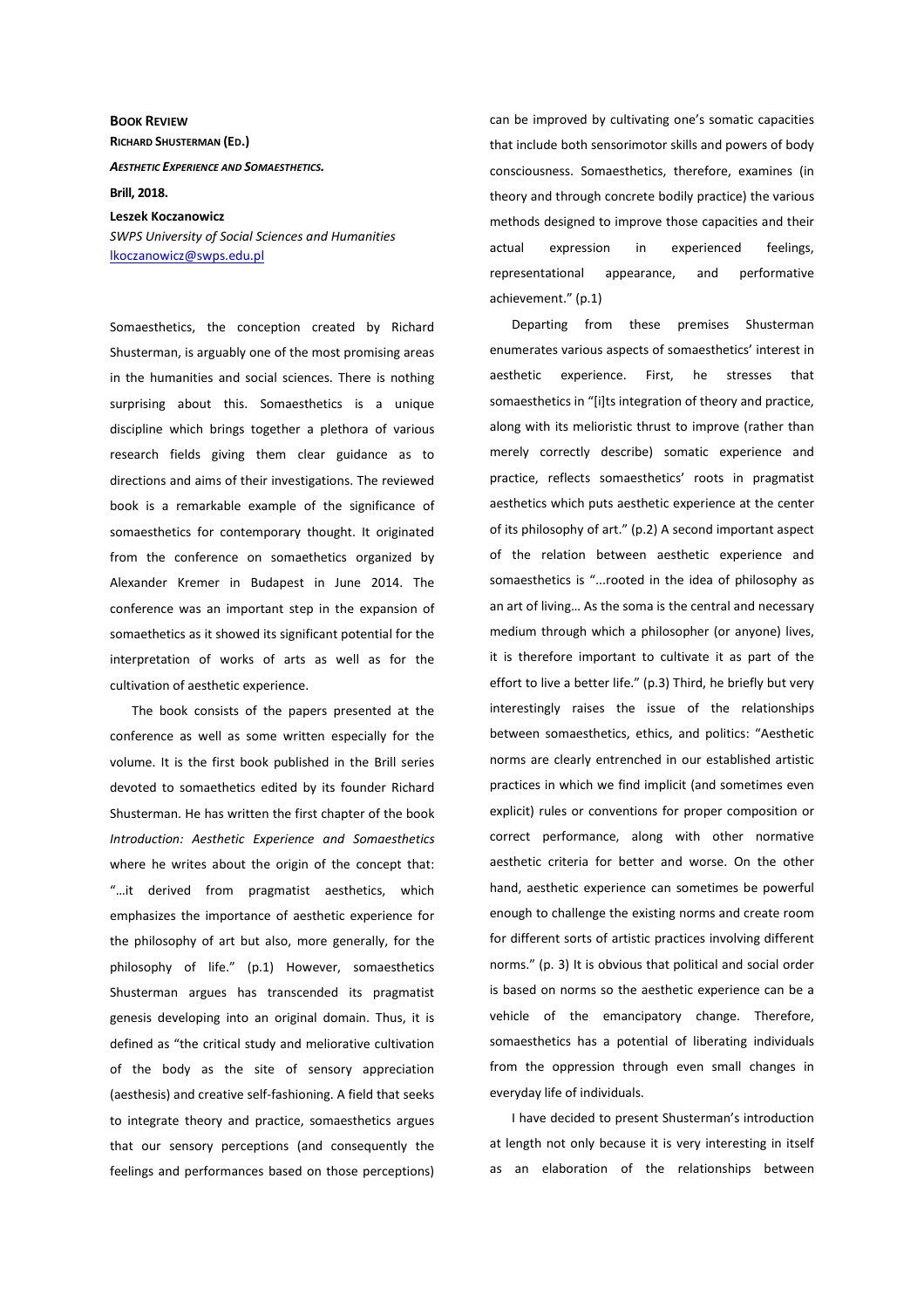**BOOK REVIEW**

**RICHARD SHUSTERMAN (ED.)**

***AESTHETIC EXPERIENCE AND SOMAESTHETICS.***

**Brill, 2018.**

**Leszek Koczanowicz**

*SWPS University of Social Sciences and Humanities*

lkoczanowicz@swps.edu.pl

Somaesthetics, the conception created by Richard Shusterman, is arguably one of the most promising areas in the humanities and social sciences. There is nothing surprising about this. Somaesthetics is a unique discipline which brings together a plethora of various research fields giving them clear guidance as to directions and aims of their investigations. The reviewed book is a remarkable example of the significance of somaesthetics for contemporary thought. It originated from the conference on somaethetics organized by Alexander Kremer in Budapest in June 2014. The conference was an important step in the expansion of somaethetics as it showed its significant potential for the interpretation of works of arts as well as for the cultivation of aesthetic experience.

The book consists of the papers presented at the conference as well as some written especially for the volume. It is the first book published in the Brill series devoted to somaethetics edited by its founder Richard Shusterman. He has written the first chapter of the book *Introduction: Aesthetic Experience and Somaesthetics* where he writes about the origin of the concept that: "…it derived from pragmatist aesthetics, which emphasizes the importance of aesthetic experience for the philosophy of art but also, more generally, for the philosophy of life." (p.1) However, somaesthetics Shusterman argues has transcended its pragmatist genesis developing into an original domain. Thus, it is defined as "the critical study and meliorative cultivation of the body as the site of sensory appreciation (aesthesis) and creative self-fashioning. A field that seeks to integrate theory and practice, somaesthetics argues that our sensory perceptions (and consequently the feelings and performances based on those perceptions) can be improved by cultivating one's somatic capacities that include both sensorimotor skills and powers of body consciousness. Somaesthetics, therefore, examines (in theory and through concrete bodily practice) the various methods designed to improve those capacities and their actual expression in experienced feelings, representational appearance, and performative achievement." (p.1)

Departing from these premises Shusterman enumerates various aspects of somaesthetics' interest in aesthetic experience. First, he stresses that somaesthetics in "[i]ts integration of theory and practice, along with its melioristic thrust to improve (rather than merely correctly describe) somatic experience and practice, reflects somaesthetics' roots in pragmatist aesthetics which puts aesthetic experience at the center of its philosophy of art." (p.2) A second important aspect of the relation between aesthetic experience and somaesthetics is "...rooted in the idea of philosophy as an art of living… As the soma is the central and necessary medium through which a philosopher (or anyone) lives, it is therefore important to cultivate it as part of the effort to live a better life." (p.3) Third, he briefly but very interestingly raises the issue of the relationships between somaesthetics, ethics, and politics: "Aesthetic norms are clearly entrenched in our established artistic practices in which we find implicit (and sometimes even explicit) rules or conventions for proper composition or correct performance, along with other normative aesthetic criteria for better and worse. On the other hand, aesthetic experience can sometimes be powerful enough to challenge the existing norms and create room for different sorts of artistic practices involving different norms." (p. 3) It is obvious that political and social order is based on norms so the aesthetic experience can be a vehicle of the emancipatory change. Therefore, somaesthetics has a potential of liberating individuals from the oppression through even small changes in everyday life of individuals.

I have decided to present Shusterman's introduction at length not only because it is very interesting in itself as an elaboration of the relationships between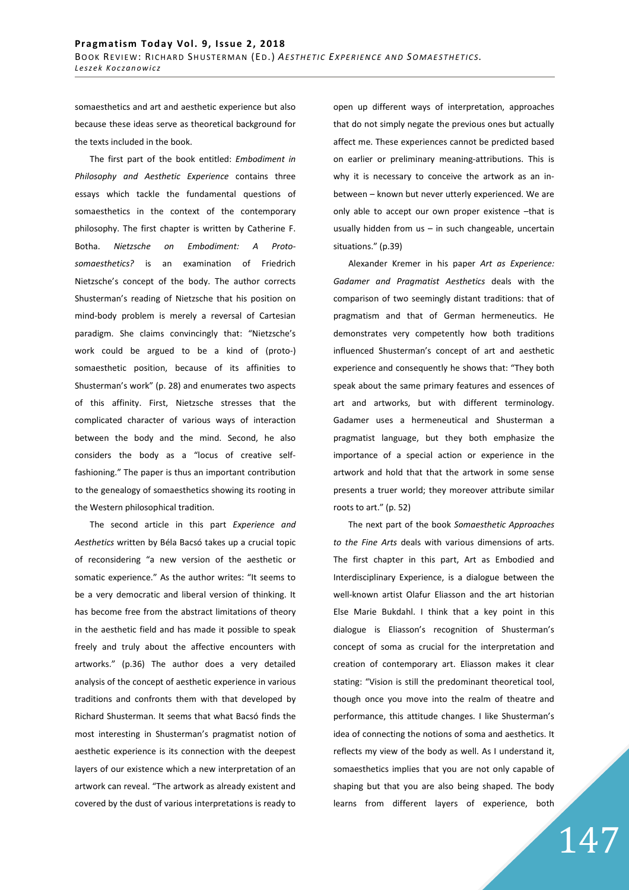somaesthetics and art and aesthetic experience but also because these ideas serve as theoretical background for the texts included in the book.

The first part of the book entitled: *Embodiment in Philosophy and Aesthetic Experience* contains three essays which tackle the fundamental questions of somaesthetics in the context of the contemporary philosophy. The first chapter is written by Catherine F. Botha. *Nietzsche on Embodiment: A Proto-somaesthetics?* is an examination of Friedrich Nietzsche's concept of the body. The author corrects Shusterman's reading of Nietzsche that his position on mind-body problem is merely a reversal of Cartesian paradigm. She claims convincingly that: "Nietzsche's work could be argued to be a kind of (proto-) somaesthetic position, because of its affinities to Shusterman's work" (p. 28) and enumerates two aspects of this affinity. First, Nietzsche stresses that the complicated character of various ways of interaction between the body and the mind. Second, he also considers the body as a "locus of creative self-fashioning." The paper is thus an important contribution to the genealogy of somaesthetics showing its rooting in the Western philosophical tradition.

The second article in this part *Experience and Aesthetics* written by Béla Bacsó takes up a crucial topic of reconsidering "a new version of the aesthetic or somatic experience." As the author writes: "It seems to be a very democratic and liberal version of thinking. It has become free from the abstract limitations of theory in the aesthetic field and has made it possible to speak freely and truly about the affective encounters with artworks." (p.36) The author does a very detailed analysis of the concept of aesthetic experience in various traditions and confronts them with that developed by Richard Shusterman. It seems that what Bacsó finds the most interesting in Shusterman's pragmatist notion of aesthetic experience is its connection with the deepest layers of our existence which a new interpretation of an artwork can reveal. "The artwork as already existent and covered by the dust of various interpretations is ready to open up different ways of interpretation, approaches that do not simply negate the previous ones but actually affect me. These experiences cannot be predicted based on earlier or preliminary meaning-attributions. This is why it is necessary to conceive the artwork as an in-between – known but never utterly experienced. We are only able to accept our own proper existence –that is usually hidden from us – in such changeable, uncertain situations." (p.39)

Alexander Kremer in his paper *Art as Experience: Gadamer and Pragmatist Aesthetics* deals with the comparison of two seemingly distant traditions: that of pragmatism and that of German hermeneutics. He demonstrates very competently how both traditions influenced Shusterman's concept of art and aesthetic experience and consequently he shows that: "They both speak about the same primary features and essences of art and artworks, but with different terminology. Gadamer uses a hermeneutical and Shusterman a pragmatist language, but they both emphasize the importance of a special action or experience in the artwork and hold that that the artwork in some sense presents a truer world; they moreover attribute similar roots to art." (p. 52)

The next part of the book *Somaesthetic Approaches to the Fine Arts* deals with various dimensions of arts. The first chapter in this part, Art as Embodied and Interdisciplinary Experience, is a dialogue between the well-known artist Olafur Eliasson and the art historian Else Marie Bukdahl. I think that a key point in this dialogue is Eliasson's recognition of Shusterman's concept of soma as crucial for the interpretation and creation of contemporary art. Eliasson makes it clear stating: "Vision is still the predominant theoretical tool, though once you move into the realm of theatre and performance, this attitude changes. I like Shusterman's idea of connecting the notions of soma and aesthetics. It reflects my view of the body as well. As I understand it, somaesthetics implies that you are not only capable of shaping but that you are also being shaped. The body learns from different layers of experience, both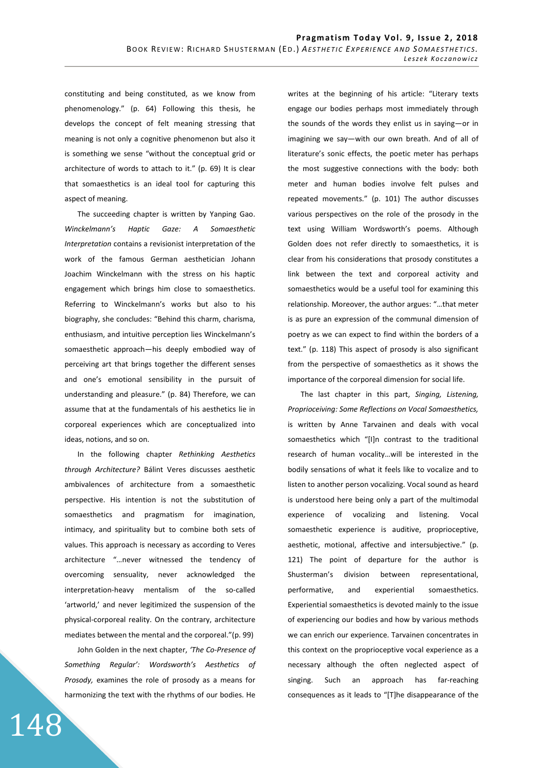constituting and being constituted, as we know from phenomenology." (p. 64) Following this thesis, he develops the concept of felt meaning stressing that meaning is not only a cognitive phenomenon but also it is something we sense "without the conceptual grid or architecture of words to attach to it." (p. 69) It is clear that somaesthetics is an ideal tool for capturing this aspect of meaning.

The succeeding chapter is written by Yanping Gao. *Winckelmann's Haptic Gaze: A Somaesthetic Interpretation* contains a revisionist interpretation of the work of the famous German aesthetician Johann Joachim Winckelmann with the stress on his haptic engagement which brings him close to somaesthetics. Referring to Winckelmann's works but also to his biography, she concludes: "Behind this charm, charisma, enthusiasm, and intuitive perception lies Winckelmann's somaesthetic approach—his deeply embodied way of perceiving art that brings together the different senses and one's emotional sensibility in the pursuit of understanding and pleasure." (p. 84) Therefore, we can assume that at the fundamentals of his aesthetics lie in corporeal experiences which are conceptualized into ideas, notions, and so on.

In the following chapter *Rethinking Aesthetics through Architecture?* Bálint Veres discusses aesthetic ambivalences of architecture from a somaesthetic perspective. His intention is not the substitution of somaesthetics and pragmatism for imagination, intimacy, and spirituality but to combine both sets of values. This approach is necessary as according to Veres architecture "…never witnessed the tendency of overcoming sensuality, never acknowledged the interpretation-heavy mentalism of the so-called 'artworld,' and never legitimized the suspension of the physical-corporeal reality. On the contrary, architecture mediates between the mental and the corporeal."(p. 99)

John Golden in the next chapter, *'The Co-Presence of Something Regular': Wordsworth's Aesthetics of Prosody,* examines the role of prosody as a means for harmonizing the text with the rhythms of our bodies. He writes at the beginning of his article: "Literary texts engage our bodies perhaps most immediately through the sounds of the words they enlist us in saying—or in imagining we say—with our own breath. And of all of literature's sonic effects, the poetic meter has perhaps the most suggestive connections with the body: both meter and human bodies involve felt pulses and repeated movements." (p. 101) The author discusses various perspectives on the role of the prosody in the text using William Wordsworth's poems. Although Golden does not refer directly to somaesthetics, it is clear from his considerations that prosody constitutes a link between the text and corporeal activity and somaesthetics would be a useful tool for examining this relationship. Moreover, the author argues: "…that meter is as pure an expression of the communal dimension of poetry as we can expect to find within the borders of a text." (p. 118) This aspect of prosody is also significant from the perspective of somaesthetics as it shows the importance of the corporeal dimension for social life.

The last chapter in this part, *Singing, Listening, Proprioceiving: Some Reflections on Vocal Somaesthetics,* is written by Anne Tarvainen and deals with vocal somaesthetics which "[I]n contrast to the traditional research of human vocality…will be interested in the bodily sensations of what it feels like to vocalize and to listen to another person vocalizing. Vocal sound as heard is understood here being only a part of the multimodal experience of vocalizing and listening. Vocal somaesthetic experience is auditive, proprioceptive, aesthetic, motional, affective and intersubjective." (p. 121) The point of departure for the author is Shusterman's division between representational, performative, and experiential somaesthetics. Experiential somaesthetics is devoted mainly to the issue of experiencing our bodies and how by various methods we can enrich our experience. Tarvainen concentrates in this context on the proprioceptive vocal experience as a necessary although the often neglected aspect of singing. Such an approach has far-reaching consequences as it leads to "[T]he disappearance of the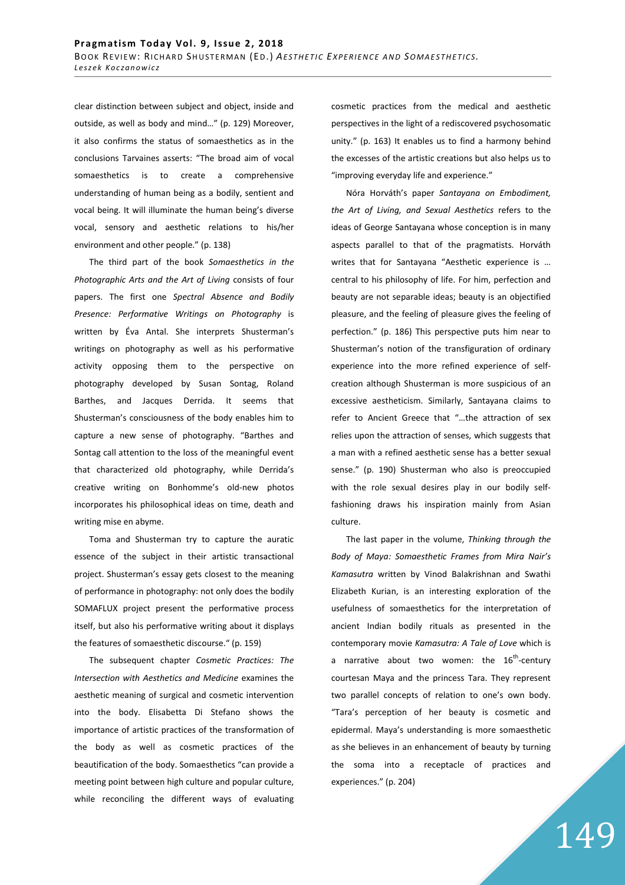clear distinction between subject and object, inside and outside, as well as body and mind…" (p. 129) Moreover, it also confirms the status of somaesthetics as in the conclusions Tarvaines asserts: "The broad aim of vocal somaesthetics is to create a comprehensive understanding of human being as a bodily, sentient and vocal being. It will illuminate the human being's diverse vocal, sensory and aesthetic relations to his/her environment and other people." (p. 138)

The third part of the book *Somaesthetics in the Photographic Arts and the Art of Living* consists of four papers. The first one *Spectral Absence and Bodily Presence: Performative Writings on Photography* is written by Éva Antal. She interprets Shusterman's writings on photography as well as his performative activity opposing them to the perspective on photography developed by Susan Sontag, Roland Barthes, and Jacques Derrida. It seems that Shusterman's consciousness of the body enables him to capture a new sense of photography. "Barthes and Sontag call attention to the loss of the meaningful event that characterized old photography, while Derrida's creative writing on Bonhomme's old-new photos incorporates his philosophical ideas on time, death and writing mise en abyme.

Toma and Shusterman try to capture the auratic essence of the subject in their artistic transactional project. Shusterman's essay gets closest to the meaning of performance in photography: not only does the bodily SOMAFLUX project present the performative process itself, but also his performative writing about it displays the features of somaesthetic discourse." (p. 159)

The subsequent chapter *Cosmetic Practices: The Intersection with Aesthetics and Medicine* examines the aesthetic meaning of surgical and cosmetic intervention into the body. Elisabetta Di Stefano shows the importance of artistic practices of the transformation of the body as well as cosmetic practices of the beautification of the body. Somaesthetics "can provide a meeting point between high culture and popular culture, while reconciling the different ways of evaluating cosmetic practices from the medical and aesthetic perspectives in the light of a rediscovered psychosomatic unity." (p. 163) It enables us to find a harmony behind the excesses of the artistic creations but also helps us to "improving everyday life and experience."

Nóra Horváth's paper *Santayana on Embodiment, the Art of Living, and Sexual Aesthetics* refers to the ideas of George Santayana whose conception is in many aspects parallel to that of the pragmatists. Horváth writes that for Santayana "Aesthetic experience is … central to his philosophy of life. For him, perfection and beauty are not separable ideas; beauty is an objectified pleasure, and the feeling of pleasure gives the feeling of perfection." (p. 186) This perspective puts him near to Shusterman's notion of the transfiguration of ordinary experience into the more refined experience of self-creation although Shusterman is more suspicious of an excessive aestheticism. Similarly, Santayana claims to refer to Ancient Greece that "…the attraction of sex relies upon the attraction of senses, which suggests that a man with a refined aesthetic sense has a better sexual sense." (p. 190) Shusterman who also is preoccupied with the role sexual desires play in our bodily self-fashioning draws his inspiration mainly from Asian culture.

The last paper in the volume, *Thinking through the Body of Maya: Somaesthetic Frames from Mira Nair's Kamasutra* written by Vinod Balakrishnan and Swathi Elizabeth Kurian, is an interesting exploration of the usefulness of somaesthetics for the interpretation of ancient Indian bodily rituals as presented in the contemporary movie *Kamasutra: A Tale of Love* which is a narrative about two women: the 16th-century courtesan Maya and the princess Tara. They represent two parallel concepts of relation to one's own body. "Tara's perception of her beauty is cosmetic and epidermal. Maya's understanding is more somaesthetic as she believes in an enhancement of beauty by turning the soma into a receptacle of practices and experiences." (p. 204)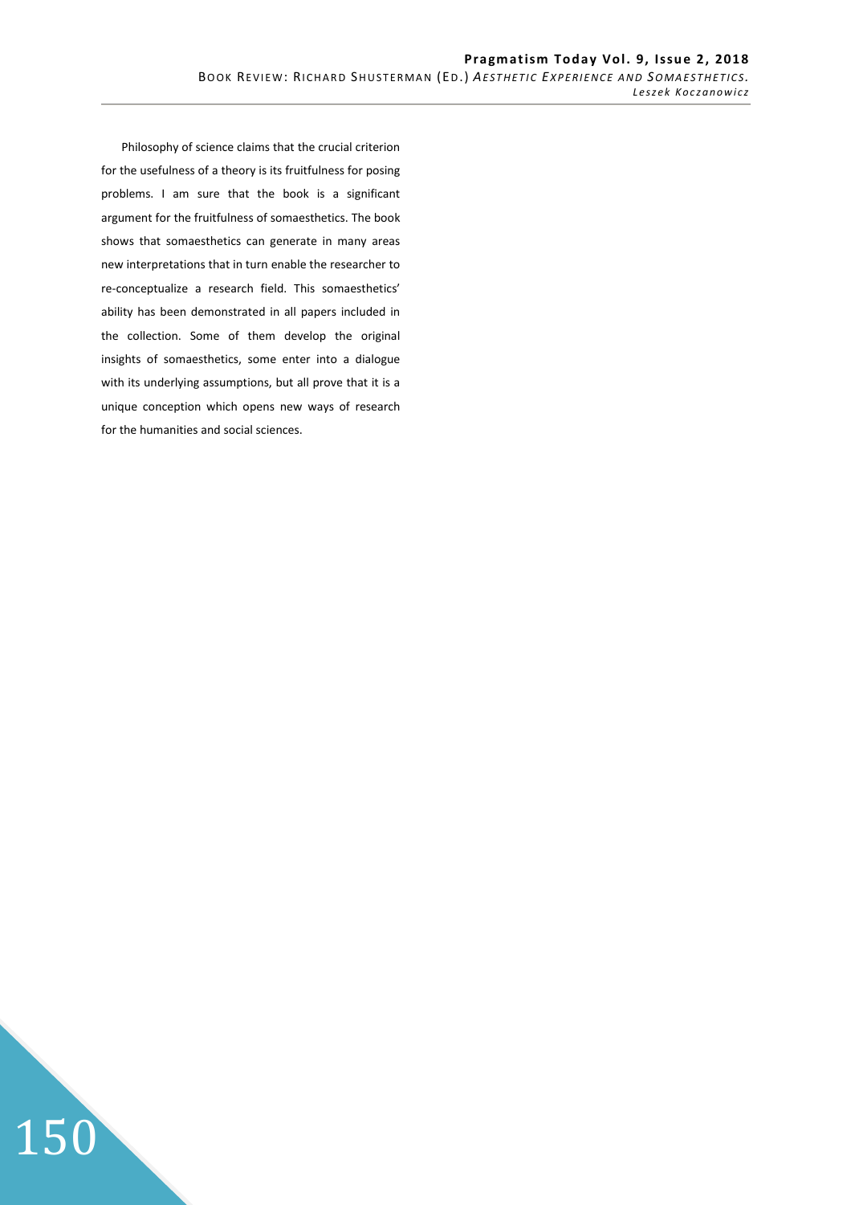Philosophy of science claims that the crucial criterion for the usefulness of a theory is its fruitfulness for posing problems. I am sure that the book is a significant argument for the fruitfulness of somaesthetics. The book shows that somaesthetics can generate in many areas new interpretations that in turn enable the researcher to re-conceptualize a research field. This somaesthetics' ability has been demonstrated in all papers included in the collection. Some of them develop the original insights of somaesthetics, some enter into a dialogue with its underlying assumptions, but all prove that it is a unique conception which opens new ways of research for the humanities and social sciences.